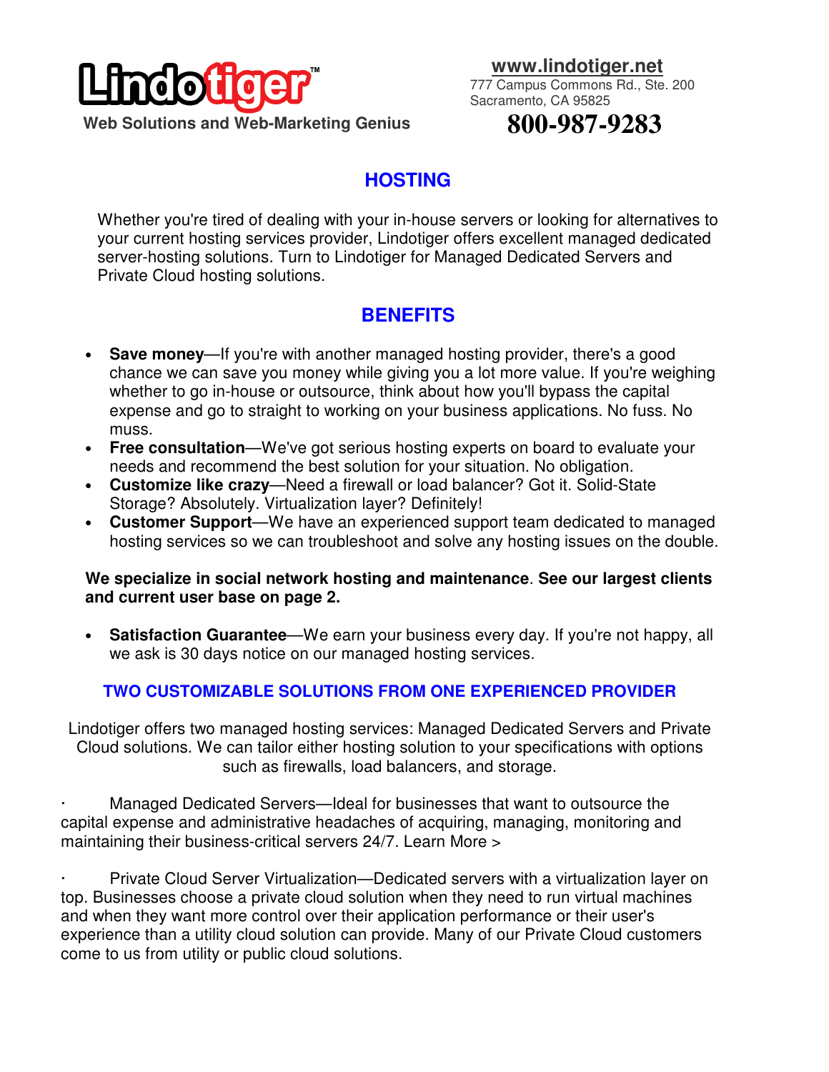Lindotiger™

Web Solutions and Web-Marketing Genius

**www.lindotiger.net**
777 Campus Commons Rd., Ste. 200
Sacramento, CA 95825

**800-987-9283**

## HOSTING

Whether you're tired of dealing with your in-house servers or looking for alternatives to your current hosting services provider, Lindotiger offers excellent managed dedicated server-hosting solutions. Turn to Lindotiger for Managed Dedicated Servers and Private Cloud hosting solutions.

## BENEFITS

- **Save money**—If you're with another managed hosting provider, there's a good chance we can save you money while giving you a lot more value. If you're weighing whether to go in-house or outsource, think about how you'll bypass the capital expense and go to straight to working on your business applications. No fuss. No muss.
- **Free consultation**—We've got serious hosting experts on board to evaluate your needs and recommend the best solution for your situation. No obligation.
- **Customize like crazy**—Need a firewall or load balancer? Got it. Solid-State Storage? Absolutely. Virtualization layer? Definitely!
- **Customer Support**—We have an experienced support team dedicated to managed hosting services so we can troubleshoot and solve any hosting issues on the double.

**We specialize in social network hosting and maintenance**. **See our largest clients and current user base on page 2.**

- **Satisfaction Guarantee**—We earn your business every day. If you're not happy, all we ask is 30 days notice on our managed hosting services.

### TWO CUSTOMIZABLE SOLUTIONS FROM ONE EXPERIENCED PROVIDER

Lindotiger offers two managed hosting services: Managed Dedicated Servers and Private Cloud solutions. We can tailor either hosting solution to your specifications with options such as firewalls, load balancers, and storage.

· Managed Dedicated Servers—Ideal for businesses that want to outsource the capital expense and administrative headaches of acquiring, managing, monitoring and maintaining their business-critical servers 24/7. Learn More >

· Private Cloud Server Virtualization—Dedicated servers with a virtualization layer on top. Businesses choose a private cloud solution when they need to run virtual machines and when they want more control over their application performance or their user's experience than a utility cloud solution can provide. Many of our Private Cloud customers come to us from utility or public cloud solutions.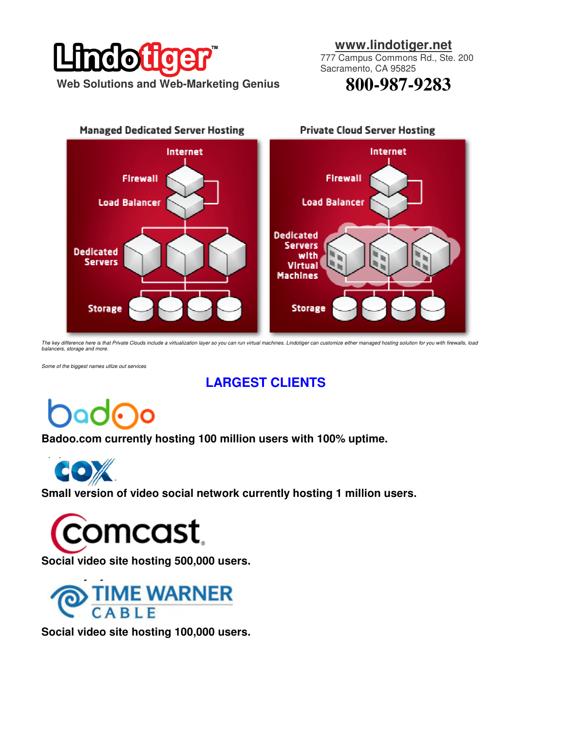**Lindotiger™**

Web Solutions and Web-Marketing Genius

**www.lindotiger.net**
777 Campus Commons Rd., Ste. 200
Sacramento, CA 95825
**800-987-9283**

Managed Dedicated Server Hosting

Internet
Firewall
Load Balancer
Dedicated Servers
Storage

Private Cloud Server Hosting

Internet
Firewall
Load Balancer
Dedicated Servers with Virtual Machines
Storage

*The key difference here is that Private Clouds include a virtualization layer so you can run virtual machines. Lindotiger can customize either managed hosting solution for you with firewalls, load balancers, storage and more.*

*Some of the biggest names utlize out services*

## LARGEST CLIENTS

badoo

**Badoo.com currently hosting 100 million users with 100% uptime.**

COX

**Small version of video social network currently hosting 1 million users.**

comcast

**Social video site hosting 500,000 users.**

TIME WARNER CABLE

**Social video site hosting 100,000 users.**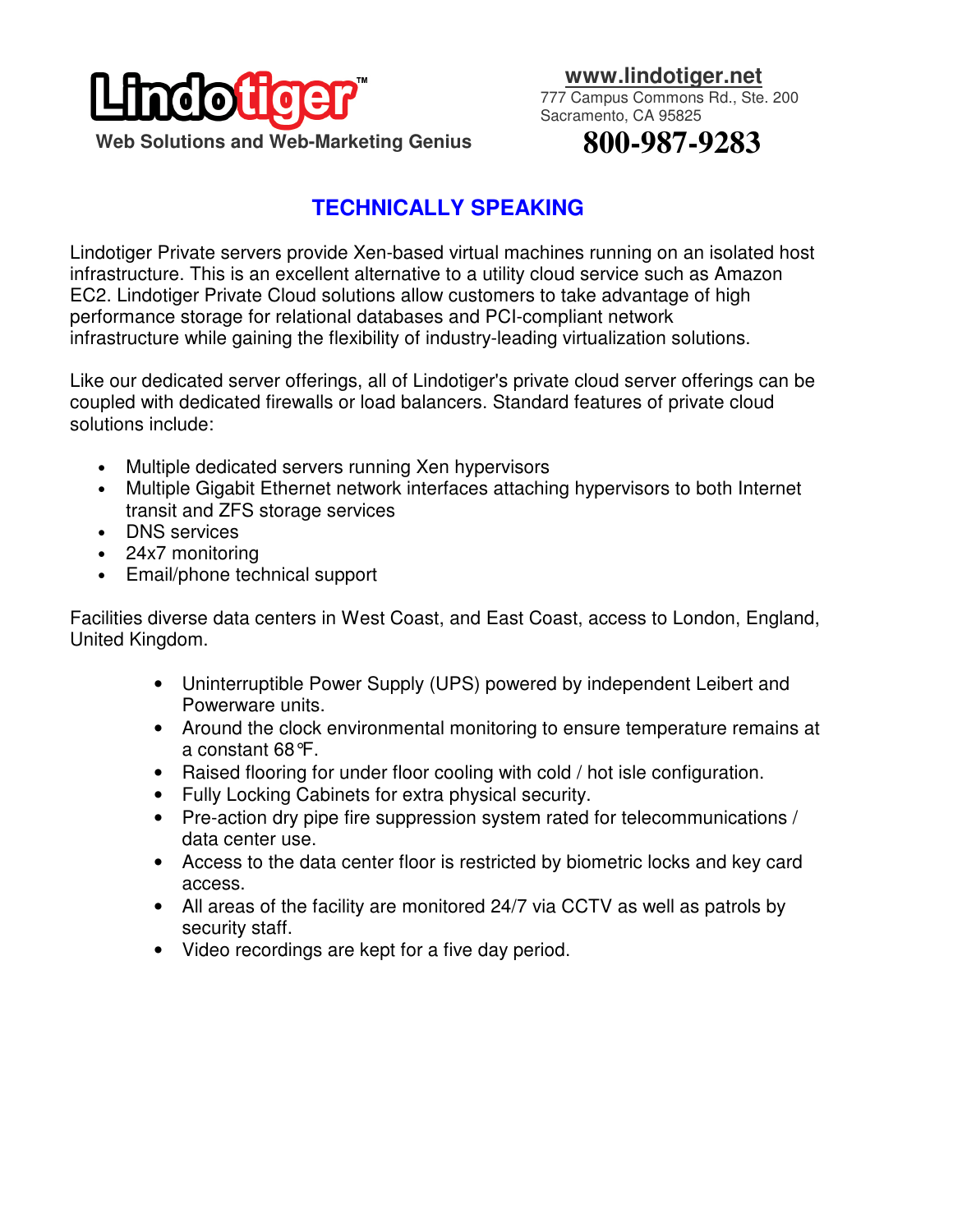**Lindotiger™**
**Web Solutions and Web-Marketing Genius**

**www.lindotiger.net**
777 Campus Commons Rd., Ste. 200
Sacramento, CA 95825
**800-987-9283**

## TECHNICALLY SPEAKING

Lindotiger Private servers provide Xen-based virtual machines running on an isolated host infrastructure. This is an excellent alternative to a utility cloud service such as Amazon EC2. Lindotiger Private Cloud solutions allow customers to take advantage of high performance storage for relational databases and PCI-compliant network infrastructure while gaining the flexibility of industry-leading virtualization solutions.

Like our dedicated server offerings, all of Lindotiger's private cloud server offerings can be coupled with dedicated firewalls or load balancers. Standard features of private cloud solutions include:

- Multiple dedicated servers running Xen hypervisors
- Multiple Gigabit Ethernet network interfaces attaching hypervisors to both Internet transit and ZFS storage services
- DNS services
- 24x7 monitoring
- Email/phone technical support

Facilities diverse data centers in West Coast, and East Coast, access to London, England, United Kingdom.

- Uninterruptible Power Supply (UPS) powered by independent Leibert and Powerware units.
- Around the clock environmental monitoring to ensure temperature remains at a constant 68°F.
- Raised flooring for under floor cooling with cold / hot isle configuration.
- Fully Locking Cabinets for extra physical security.
- Pre-action dry pipe fire suppression system rated for telecommunications / data center use.
- Access to the data center floor is restricted by biometric locks and key card access.
- All areas of the facility are monitored 24/7 via CCTV as well as patrols by security staff.
- Video recordings are kept for a five day period.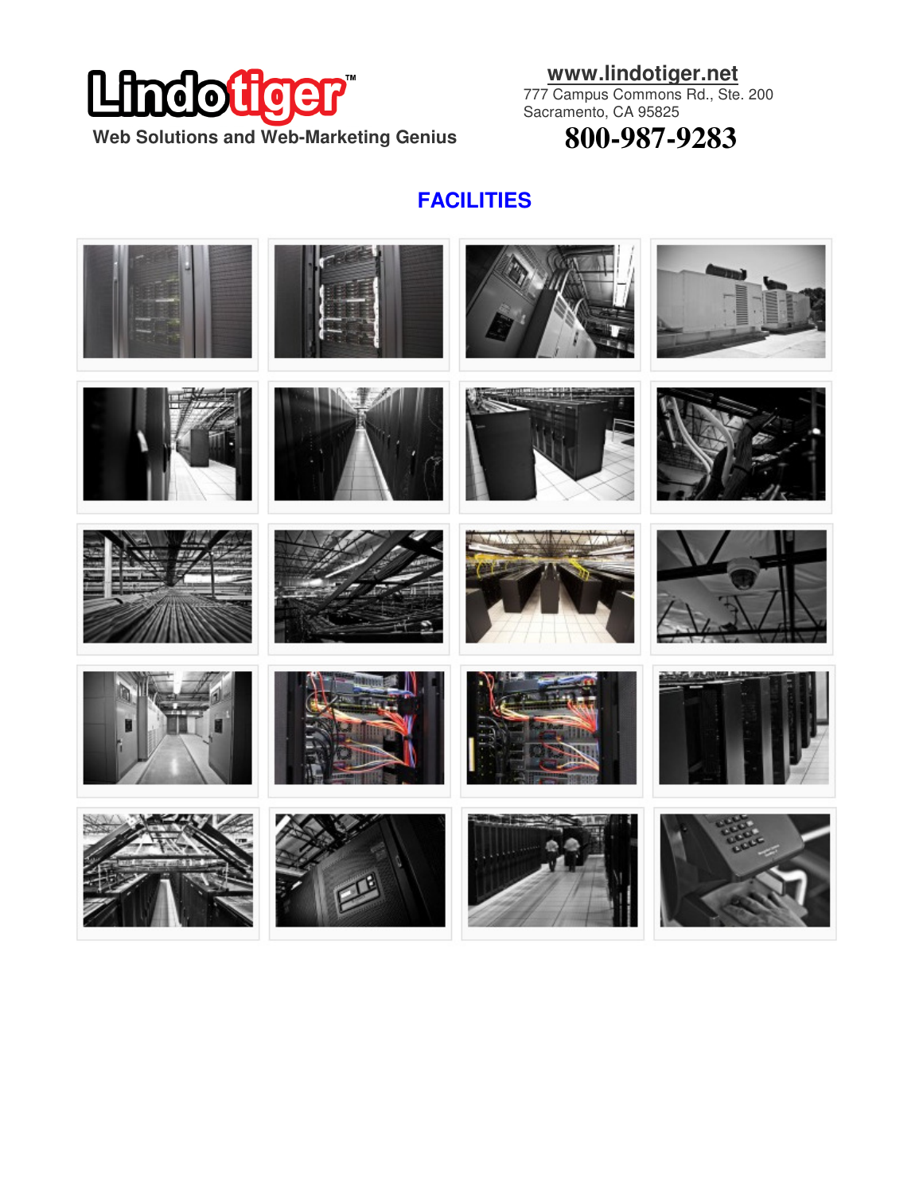Lindotiger™

Web Solutions and Web-Marketing Genius

www.lindotiger.net

777 Campus Commons Rd., Ste. 200

Sacramento, CA 95825

**800-987-9283**

## FACILITIES